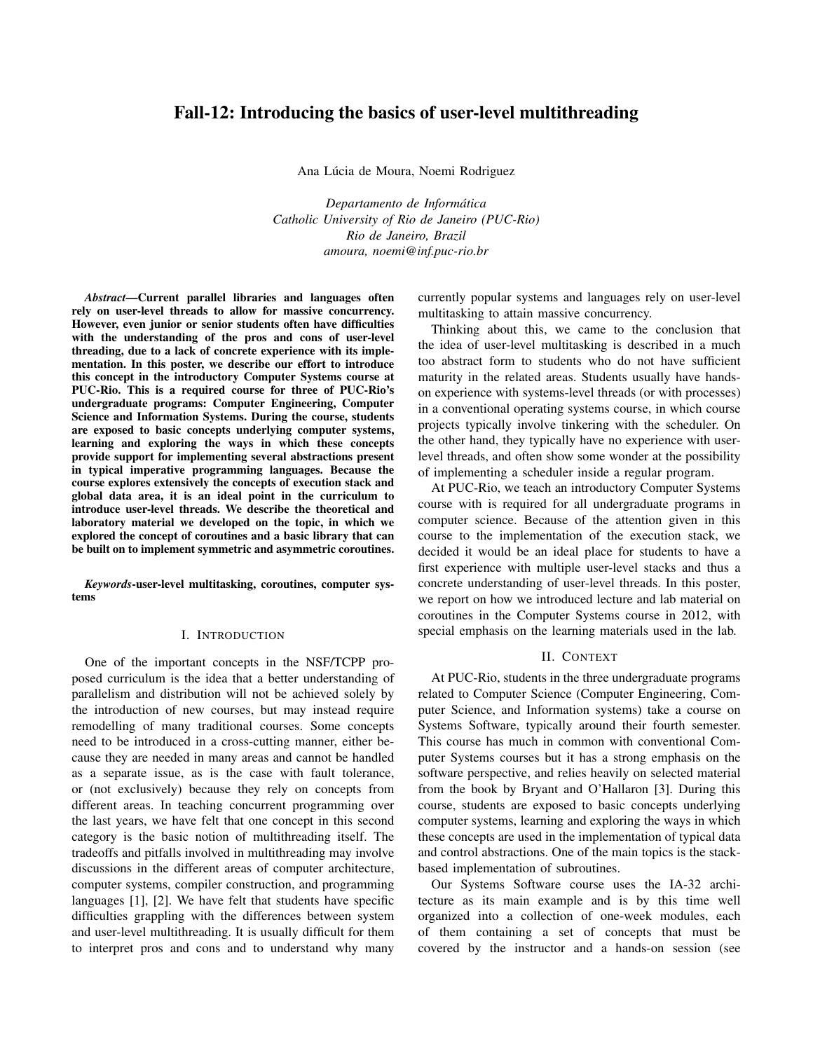# Fall-12: Introducing the basics of user-level multithreading

Ana Lúcia de Moura, Noemi Rodriguez

*Departamento de Informática*
*Catholic University of Rio de Janeiro (PUC-Rio)*
*Rio de Janeiro, Brazil*
*amoura, noemi@inf.puc-rio.br*

***Abstract*—Current parallel libraries and languages often rely on user-level threads to allow for massive concurrency. However, even junior or senior students often have difficulties with the understanding of the pros and cons of user-level threading, due to a lack of concrete experience with its implementation. In this poster, we describe our effort to introduce this concept in the introductory Computer Systems course at PUC-Rio. This is a required course for three of PUC-Rio's undergraduate programs: Computer Engineering, Computer Science and Information Systems. During the course, students are exposed to basic concepts underlying computer systems, learning and exploring the ways in which these concepts provide support for implementing several abstractions present in typical imperative programming languages. Because the course explores extensively the concepts of execution stack and global data area, it is an ideal point in the curriculum to introduce user-level threads. We describe the theoretical and laboratory material we developed on the topic, in which we explored the concept of coroutines and a basic library that can be built on to implement symmetric and asymmetric coroutines.**

***Keywords*-user-level multitasking, coroutines, computer systems**

## I. Introduction

One of the important concepts in the NSF/TCPP proposed curriculum is the idea that a better understanding of parallelism and distribution will not be achieved solely by the introduction of new courses, but may instead require remodelling of many traditional courses. Some concepts need to be introduced in a cross-cutting manner, either because they are needed in many areas and cannot be handled as a separate issue, as is the case with fault tolerance, or (not exclusively) because they rely on concepts from different areas. In teaching concurrent programming over the last years, we have felt that one concept in this second category is the basic notion of multithreading itself. The tradeoffs and pitfalls involved in multithreading may involve discussions in the different areas of computer architecture, computer systems, compiler construction, and programming languages [1], [2]. We have felt that students have specific difficulties grappling with the differences between system and user-level multithreading. It is usually difficult for them to interpret pros and cons and to understand why many currently popular systems and languages rely on user-level multitasking to attain massive concurrency.

Thinking about this, we came to the conclusion that the idea of user-level multitasking is described in a much too abstract form to students who do not have sufficient maturity in the related areas. Students usually have hands-on experience with systems-level threads (or with processes) in a conventional operating systems course, in which course projects typically involve tinkering with the scheduler. On the other hand, they typically have no experience with user-level threads, and often show some wonder at the possibility of implementing a scheduler inside a regular program.

At PUC-Rio, we teach an introductory Computer Systems course with is required for all undergraduate programs in computer science. Because of the attention given in this course to the implementation of the execution stack, we decided it would be an ideal place for students to have a first experience with multiple user-level stacks and thus a concrete understanding of user-level threads. In this poster, we report on how we introduced lecture and lab material on coroutines in the Computer Systems course in 2012, with special emphasis on the learning materials used in the lab.

## II. Context

At PUC-Rio, students in the three undergraduate programs related to Computer Science (Computer Engineering, Computer Science, and Information systems) take a course on Systems Software, typically around their fourth semester. This course has much in common with conventional Computer Systems courses but it has a strong emphasis on the software perspective, and relies heavily on selected material from the book by Bryant and O'Hallaron [3]. During this course, students are exposed to basic concepts underlying computer systems, learning and exploring the ways in which these concepts are used in the implementation of typical data and control abstractions. One of the main topics is the stack-based implementation of subroutines.

Our Systems Software course uses the IA-32 architecture as its main example and is by this time well organized into a collection of one-week modules, each of them containing a set of concepts that must be covered by the instructor and a hands-on session (see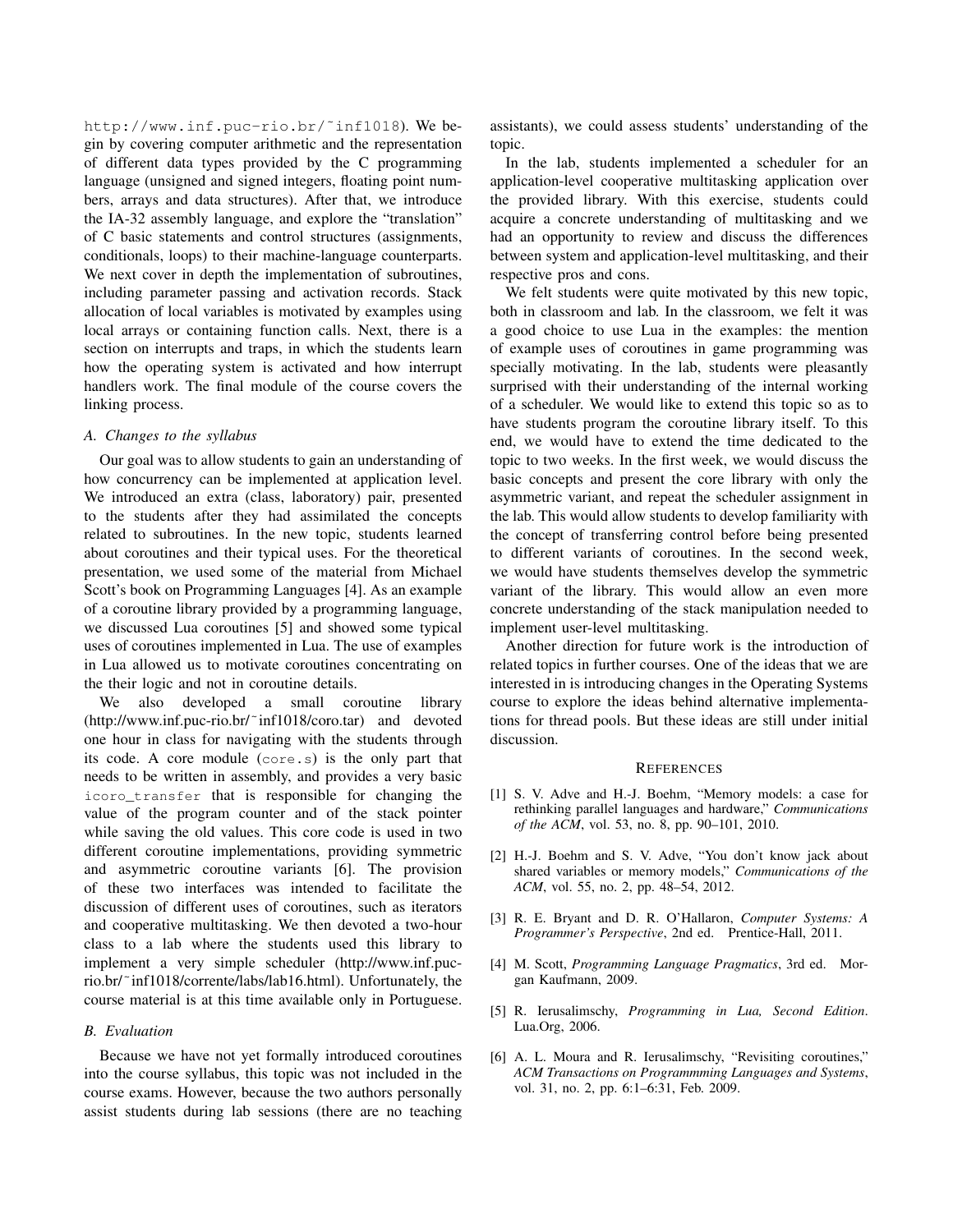http://www.inf.puc-rio.br/˜inf1018). We begin by covering computer arithmetic and the representation of different data types provided by the C programming language (unsigned and signed integers, floating point numbers, arrays and data structures). After that, we introduce the IA-32 assembly language, and explore the "translation" of C basic statements and control structures (assignments, conditionals, loops) to their machine-language counterparts. We next cover in depth the implementation of subroutines, including parameter passing and activation records. Stack allocation of local variables is motivated by examples using local arrays or containing function calls. Next, there is a section on interrupts and traps, in which the students learn how the operating system is activated and how interrupt handlers work. The final module of the course covers the linking process.

### A. Changes to the syllabus

Our goal was to allow students to gain an understanding of how concurrency can be implemented at application level. We introduced an extra (class, laboratory) pair, presented to the students after they had assimilated the concepts related to subroutines. In the new topic, students learned about coroutines and their typical uses. For the theoretical presentation, we used some of the material from Michael Scott's book on Programming Languages [4]. As an example of a coroutine library provided by a programming language, we discussed Lua coroutines [5] and showed some typical uses of coroutines implemented in Lua. The use of examples in Lua allowed us to motivate coroutines concentrating on the their logic and not in coroutine details.

We also developed a small coroutine library (http://www.inf.puc-rio.br/˜inf1018/coro.tar) and devoted one hour in class for navigating with the students through its code. A core module (`core.s`) is the only part that needs to be written in assembly, and provides a very basic `icoro_transfer` that is responsible for changing the value of the program counter and of the stack pointer while saving the old values. This core code is used in two different coroutine implementations, providing symmetric and asymmetric coroutine variants [6]. The provision of these two interfaces was intended to facilitate the discussion of different uses of coroutines, such as iterators and cooperative multitasking. We then devoted a two-hour class to a lab where the students used this library to implement a very simple scheduler (http://www.inf.puc-rio.br/˜inf1018/corrente/labs/lab16.html). Unfortunately, the course material is at this time available only in Portuguese.

### B. Evaluation

Because we have not yet formally introduced coroutines into the course syllabus, this topic was not included in the course exams. However, because the two authors personally assist students during lab sessions (there are no teaching assistants), we could assess students' understanding of the topic.

In the lab, students implemented a scheduler for an application-level cooperative multitasking application over the provided library. With this exercise, students could acquire a concrete understanding of multitasking and we had an opportunity to review and discuss the differences between system and application-level multitasking, and their respective pros and cons.

We felt students were quite motivated by this new topic, both in classroom and lab. In the classroom, we felt it was a good choice to use Lua in the examples: the mention of example uses of coroutines in game programming was specially motivating. In the lab, students were pleasantly surprised with their understanding of the internal working of a scheduler. We would like to extend this topic so as to have students program the coroutine library itself. To this end, we would have to extend the time dedicated to the topic to two weeks. In the first week, we would discuss the basic concepts and present the core library with only the asymmetric variant, and repeat the scheduler assignment in the lab. This would allow students to develop familiarity with the concept of transferring control before being presented to different variants of coroutines. In the second week, we would have students themselves develop the symmetric variant of the library. This would allow an even more concrete understanding of the stack manipulation needed to implement user-level multitasking.

Another direction for future work is the introduction of related topics in further courses. One of the ideas that we are interested in is introducing changes in the Operating Systems course to explore the ideas behind alternative implementations for thread pools. But these ideas are still under initial discussion.

## References

[1] S. V. Adve and H.-J. Boehm, "Memory models: a case for rethinking parallel languages and hardware," *Communications of the ACM*, vol. 53, no. 8, pp. 90–101, 2010.

[2] H.-J. Boehm and S. V. Adve, "You don't know jack about shared variables or memory models," *Communications of the ACM*, vol. 55, no. 2, pp. 48–54, 2012.

[3] R. E. Bryant and D. R. O'Hallaron, *Computer Systems: A Programmer's Perspective*, 2nd ed. Prentice-Hall, 2011.

[4] M. Scott, *Programming Language Pragmatics*, 3rd ed. Morgan Kaufmann, 2009.

[5] R. Ierusalimschy, *Programming in Lua, Second Edition*. Lua.Org, 2006.

[6] A. L. Moura and R. Ierusalimschy, "Revisiting coroutines," *ACM Transactions on Programmming Languages and Systems*, vol. 31, no. 2, pp. 6:1–6:31, Feb. 2009.